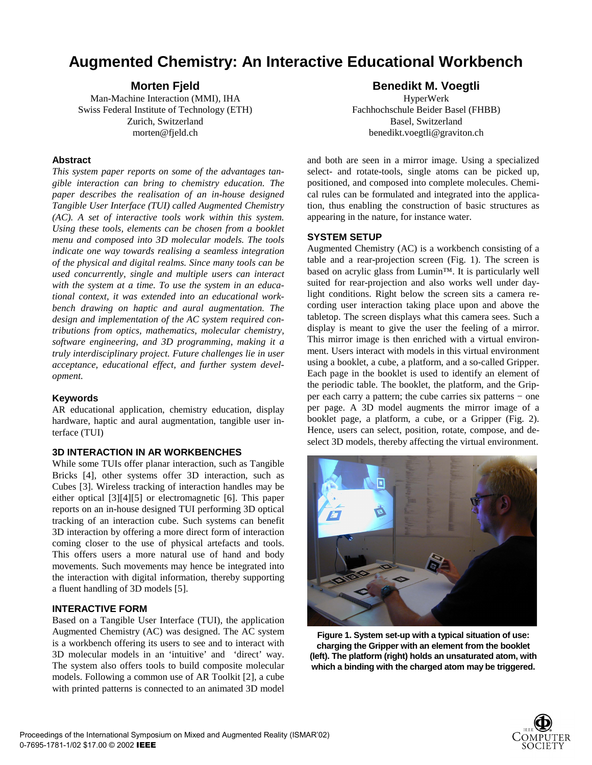# Augmented Chemistry: An Interactive Educational Workbench

**Morten Fjeld**
Man-Machine Interaction (MMI), IHA
Swiss Federal Institute of Technology (ETH)
Zurich, Switzerland
morten@fjeld.ch

**Benedikt M. Voegtli**
HyperWerk
Fachhochschule Beider Basel (FHBB)
Basel, Switzerland
benedikt.voegtli@graviton.ch

### Abstract

*This system paper reports on some of the advantages tangible interaction can bring to chemistry education. The paper describes the realisation of an in-house designed Tangible User Interface (TUI) called Augmented Chemistry (AC). A set of interactive tools work within this system. Using these tools, elements can be chosen from a booklet menu and composed into 3D molecular models. The tools indicate one way towards realising a seamless integration of the physical and digital realms. Since many tools can be used concurrently, single and multiple users can interact with the system at a time. To use the system in an educational context, it was extended into an educational workbench drawing on haptic and aural augmentation. The design and implementation of the AC system required contributions from optics, mathematics, molecular chemistry, software engineering, and 3D programming, making it a truly interdisciplinary project. Future challenges lie in user acceptance, educational effect, and further system development.*

### Keywords

AR educational application, chemistry education, display hardware, haptic and aural augmentation, tangible user interface (TUI)

### 3D INTERACTION IN AR WORKBENCHES

While some TUIs offer planar interaction, such as Tangible Bricks [4], other systems offer 3D interaction, such as Cubes [3]. Wireless tracking of interaction handles may be either optical [3][4][5] or electromagnetic [6]. This paper reports on an in-house designed TUI performing 3D optical tracking of an interaction cube. Such systems can benefit 3D interaction by offering a more direct form of interaction coming closer to the use of physical artefacts and tools. This offers users a more natural use of hand and body movements. Such movements may hence be integrated into the interaction with digital information, thereby supporting a fluent handling of 3D models [5].

### INTERACTIVE FORM

Based on a Tangible User Interface (TUI), the application Augmented Chemistry (AC) was designed. The AC system is a workbench offering its users to see and to interact with 3D molecular models in an 'intuitive' and 'direct' way. The system also offers tools to build composite molecular models. Following a common use of AR Toolkit [2], a cube with printed patterns is connected to an animated 3D model and both are seen in a mirror image. Using a specialized select- and rotate-tools, single atoms can be picked up, positioned, and composed into complete molecules. Chemical rules can be formulated and integrated into the application, thus enabling the construction of basic structures as appearing in the nature, for instance water.

### SYSTEM SETUP

Augmented Chemistry (AC) is a workbench consisting of a table and a rear-projection screen (Fig. 1). The screen is based on acrylic glass from Lumin™. It is particularly well suited for rear-projection and also works well under daylight conditions. Right below the screen sits a camera recording user interaction taking place upon and above the tabletop. The screen displays what this camera sees. Such a display is meant to give the user the feeling of a mirror. This mirror image is then enriched with a virtual environment. Users interact with models in this virtual environment using a booklet, a cube, a platform, and a so-called Gripper. Each page in the booklet is used to identify an element of the periodic table. The booklet, the platform, and the Gripper each carry a pattern; the cube carries six patterns − one per page. A 3D model augments the mirror image of a booklet page, a platform, a cube, or a Gripper (Fig. 2). Hence, users can select, position, rotate, compose, and deselect 3D models, thereby affecting the virtual environment.

**Figure 1. System set-up with a typical situation of use: charging the Gripper with an element from the booklet (left). The platform (right) holds an unsaturated atom, with which a binding with the charged atom may be triggered.**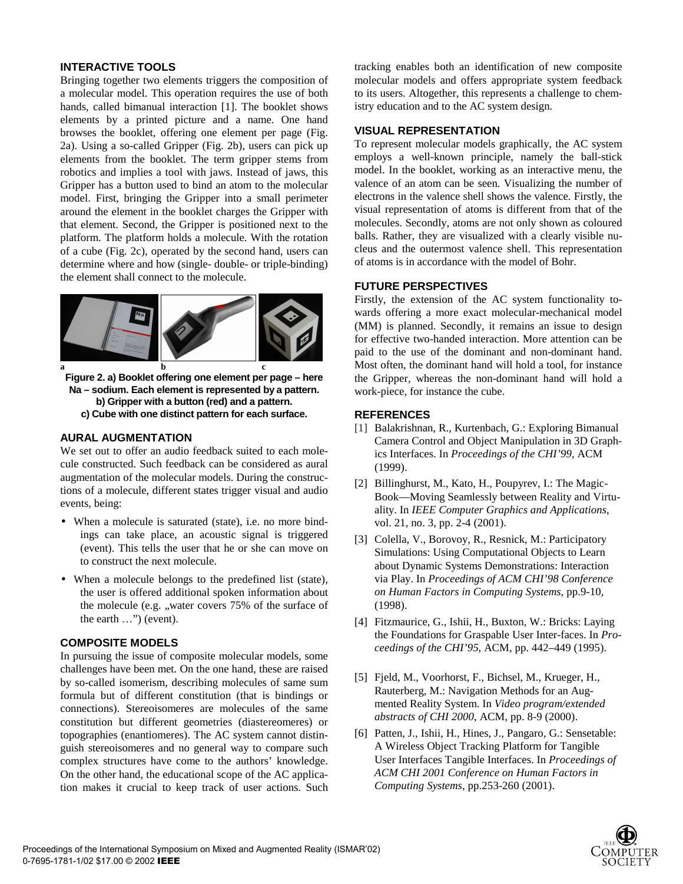## INTERACTIVE TOOLS

Bringing together two elements triggers the composition of a molecular model. This operation requires the use of both hands, called bimanual interaction [1]. The booklet shows elements by a printed picture and a name. One hand browses the booklet, offering one element per page (Fig. 2a). Using a so-called Gripper (Fig. 2b), users can pick up elements from the booklet. The term gripper stems from robotics and implies a tool with jaws. Instead of jaws, this Gripper has a button used to bind an atom to the molecular model. First, bringing the Gripper into a small perimeter around the element in the booklet charges the Gripper with that element. Second, the Gripper is positioned next to the platform. The platform holds a molecule. With the rotation of a cube (Fig. 2c), operated by the second hand, users can determine where and how (single- double- or triple-binding) the element shall connect to the molecule.

**Figure 2. a) Booklet offering one element per page – here Na – sodium. Each element is represented by a pattern. b) Gripper with a button (red) and a pattern. c) Cube with one distinct pattern for each surface.**

## AURAL AUGMENTATION

We set out to offer an audio feedback suited to each molecule constructed. Such feedback can be considered as aural augmentation of the molecular models. During the constructions of a molecule, different states trigger visual and audio events, being:

- When a molecule is saturated (state), i.e. no more bindings can take place, an acoustic signal is triggered (event). This tells the user that he or she can move on to construct the next molecule.
- When a molecule belongs to the predefined list (state), the user is offered additional spoken information about the molecule (e.g. „water covers 75% of the surface of the earth …") (event).

## COMPOSITE MODELS

In pursuing the issue of composite molecular models, some challenges have been met. On the one hand, these are raised by so-called isomerism, describing molecules of same sum formula but of different constitution (that is bindings or connections). Stereoisomeres are molecules of the same constitution but different geometries (diastereomeres) or topographies (enantiomeres). The AC system cannot distinguish stereoisomeres and no general way to compare such complex structures have come to the authors' knowledge. On the other hand, the educational scope of the AC application makes it crucial to keep track of user actions. Such tracking enables both an identification of new composite molecular models and offers appropriate system feedback to its users. Altogether, this represents a challenge to chemistry education and to the AC system design.

## VISUAL REPRESENTATION

To represent molecular models graphically, the AC system employs a well-known principle, namely the ball-stick model. In the booklet, working as an interactive menu, the valence of an atom can be seen. Visualizing the number of electrons in the valence shell shows the valence. Firstly, the visual representation of atoms is different from that of the molecules. Secondly, atoms are not only shown as coloured balls. Rather, they are visualized with a clearly visible nucleus and the outermost valence shell. This representation of atoms is in accordance with the model of Bohr.

## FUTURE PERSPECTIVES

Firstly, the extension of the AC system functionality towards offering a more exact molecular-mechanical model (MM) is planned. Secondly, it remains an issue to design for effective two-handed interaction. More attention can be paid to the use of the dominant and non-dominant hand. Most often, the dominant hand will hold a tool, for instance the Gripper, whereas the non-dominant hand will hold a work-piece, for instance the cube.

## REFERENCES

[1] Balakrishnan, R., Kurtenbach, G.: Exploring Bimanual Camera Control and Object Manipulation in 3D Graphics Interfaces. In *Proceedings of the CHI'99*, ACM (1999).

[2] Billinghurst, M., Kato, H., Poupyrev, I.: The MagicBook—Moving Seamlessly between Reality and Virtuality. In *IEEE Computer Graphics and Applications*, vol. 21, no. 3, pp. 2-4 (2001).

[3] Colella, V., Borovoy, R., Resnick, M.: Participatory Simulations: Using Computational Objects to Learn about Dynamic Systems Demonstrations: Interaction via Play. In *Proceedings of ACM CHI'98 Conference on Human Factors in Computing Systems*, pp.9-10, (1998).

[4] Fitzmaurice, G., Ishii, H., Buxton, W.: Bricks: Laying the Foundations for Graspable User Inter-faces. In *Proceedings of the CHI'95*, ACM, pp. 442–449 (1995).

[5] Fjeld, M., Voorhorst, F., Bichsel, M., Krueger, H., Rauterberg, M.: Navigation Methods for an Augmented Reality System. In *Video program/extended abstracts of CHI 2000*, ACM, pp. 8-9 (2000).

[6] Patten, J., Ishii, H., Hines, J., Pangaro, G.: Sensetable: A Wireless Object Tracking Platform for Tangible User Interfaces Tangible Interfaces. In *Proceedings of ACM CHI 2001 Conference on Human Factors in Computing Systems*, pp.253-260 (2001).